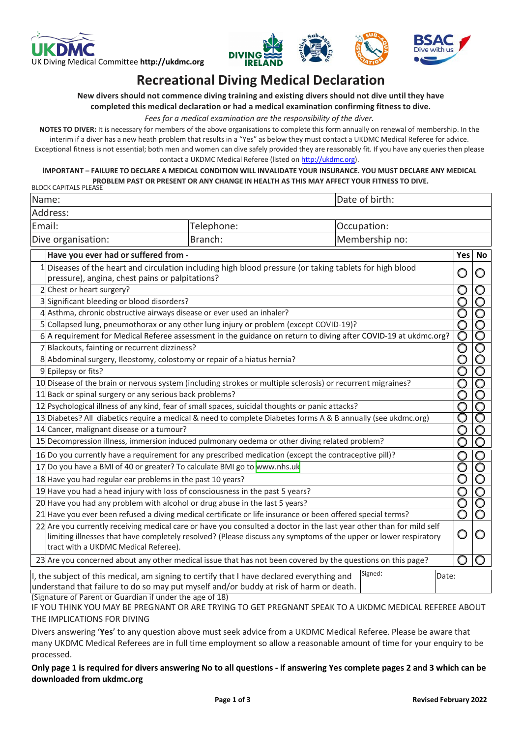UKDMC
UK Diving Medical Committee **http://ukdmc.org**

# Recreational Diving Medical Declaration

**New divers should not commence diving training and existing divers should not dive until they have completed this medical declaration or had a medical examination confirming fitness to dive.**

*Fees for a medical examination are the responsibility of the diver.*

**NOTES TO DIVER:** It is necessary for members of the above organisations to complete this form annually on renewal of membership. In the interim if a diver has a new heath problem that results in a "Yes" as below they must contact a UKDMC Medical Referee for advice. Exceptional fitness is not essential; both men and women can dive safely provided they are reasonably fit. If you have any queries then please contact a UKDMC Medical Referee (listed on http://ukdmc.org).

**IMPORTANT – FAILURE TO DECLARE A MEDICAL CONDITION WILL INVALIDATE YOUR INSURANCE. YOU MUST DECLARE ANY MEDICAL PROBLEM PAST OR PRESENT OR ANY CHANGE IN HEALTH AS THIS MAY AFFECT YOUR FITNESS TO DIVE.**

BLOCK CAPITALS PLEASE

| | | |
|---|---|---|
| Name: | | Date of birth: |
| Address: | | |
| Email: | Telephone: | Occupation: |
| Dive organisation: | Branch: | Membership no: |

| | Have you ever had or suffered from - | Yes | No |
|---|---|---|---|
| 1 | Diseases of the heart and circulation including high blood pressure (or taking tablets for high blood pressure), angina, chest pains or palpitations? | ○ | ○ |
| 2 | Chest or heart surgery? | ○ | ○ |
| 3 | Significant bleeding or blood disorders? | ○ | ○ |
| 4 | Asthma, chronic obstructive airways disease or ever used an inhaler? | ○ | ○ |
| 5 | Collapsed lung, pneumothorax or any other lung injury or problem (except COVID-19)? | ○ | ○ |
| 6 | A requirement for Medical Referee assessment in the guidance on return to diving after COVID-19 at ukdmc.org? | ○ | ○ |
| 7 | Blackouts, fainting or recurrent dizziness? | ○ | ○ |
| 8 | Abdominal surgery, Ileostomy, colostomy or repair of a hiatus hernia? | ○ | ○ |
| 9 | Epilepsy or fits? | ○ | ○ |
| 10 | Disease of the brain or nervous system (including strokes or multiple sclerosis) or recurrent migraines? | ○ | ○ |
| 11 | Back or spinal surgery or any serious back problems? | ○ | ○ |
| 12 | Psychological illness of any kind, fear of small spaces, suicidal thoughts or panic attacks? | ○ | ○ |
| 13 | Diabetes? All diabetics require a medical & need to complete Diabetes forms A & B annually (see ukdmc.org) | ○ | ○ |
| 14 | Cancer, malignant disease or a tumour? | ○ | ○ |
| 15 | Decompression illness, immersion induced pulmonary oedema or other diving related problem? | ○ | ○ |
| 16 | Do you currently have a requirement for any prescribed medication (except the contraceptive pill)? | ○ | ○ |
| 17 | Do you have a BMI of 40 or greater? To calculate BMI go to www.nhs.uk | ○ | ○ |
| 18 | Have you had regular ear problems in the past 10 years? | ○ | ○ |
| 19 | Have you had a head injury with loss of consciousness in the past 5 years? | ○ | ○ |
| 20 | Have you had any problem with alcohol or drug abuse in the last 5 years? | ○ | ○ |
| 21 | Have you ever been refused a diving medical certificate or life insurance or been offered special terms? | ○ | ○ |
| 22 | Are you currently receiving medical care or have you consulted a doctor in the last year other than for mild self limiting illnesses that have completely resolved? (Please discuss any symptoms of the upper or lower respiratory tract with a UKDMC Medical Referee). | ○ | ○ |
| 23 | Are you concerned about any other medical issue that has not been covered by the questions on this page? | ○ | ○ |

| | | |
|---|---|---|
| I, the subject of this medical, am signing to certify that I have declared everything and understand that failure to do so may put myself and/or buddy at risk of harm or death. | Signed: | Date: |

(Signature of Parent or Guardian if under the age of 18)

IF YOU THINK YOU MAY BE PREGNANT OR ARE TRYING TO GET PREGNANT SPEAK TO A UKDMC MEDICAL REFEREE ABOUT THE IMPLICATIONS FOR DIVING

Divers answering '**Yes**' to any question above must seek advice from a UKDMC Medical Referee. Please be aware that many UKDMC Medical Referees are in full time employment so allow a reasonable amount of time for your enquiry to be processed.

**Only page 1 is required for divers answering No to all questions - if answering Yes complete pages 2 and 3 which can be downloaded from ukdmc.org**

**Revised February 2022**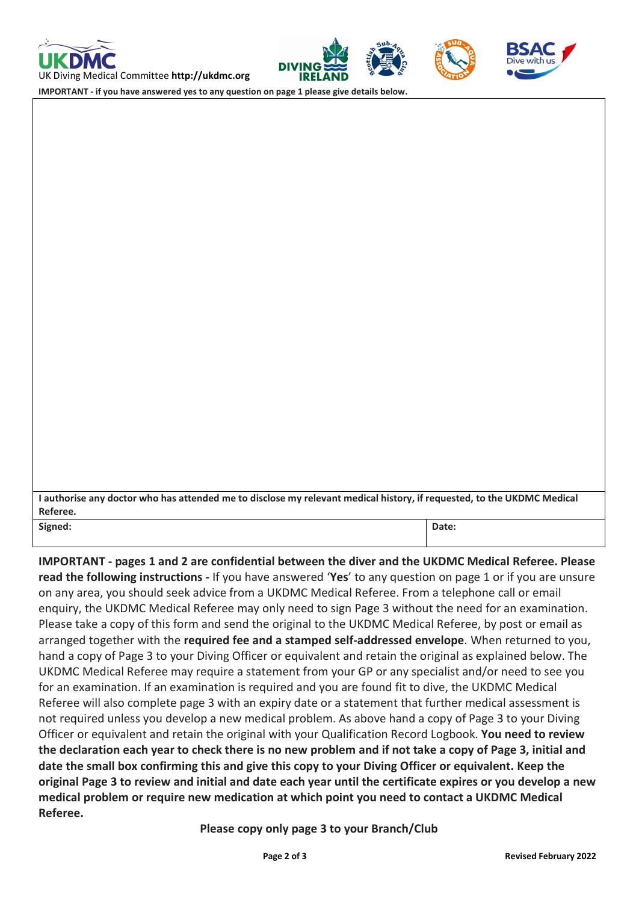**IMPORTANT - if you have answered yes to any question on page 1 please give details below.**

| |
|---|
| |
| **I authorise any doctor who has attended me to disclose my relevant medical history, if requested, to the UKDMC Medical Referee.** |

| | |
|---|---|
| **Signed:** | **Date:** |

**IMPORTANT - pages 1 and 2 are confidential between the diver and the UKDMC Medical Referee. Please read the following instructions -** If you have answered '**Yes**' to any question on page 1 or if you are unsure on any area, you should seek advice from a UKDMC Medical Referee. From a telephone call or email enquiry, the UKDMC Medical Referee may only need to sign Page 3 without the need for an examination. Please take a copy of this form and send the original to the UKDMC Medical Referee, by post or email as arranged together with the **required fee and a stamped self-addressed envelope**. When returned to you, hand a copy of Page 3 to your Diving Officer or equivalent and retain the original as explained below. The UKDMC Medical Referee may require a statement from your GP or any specialist and/or need to see you for an examination. If an examination is required and you are found fit to dive, the UKDMC Medical Referee will also complete page 3 with an expiry date or a statement that further medical assessment is not required unless you develop a new medical problem. As above hand a copy of Page 3 to your Diving Officer or equivalent and retain the original with your Qualification Record Logbook. **You need to review the declaration each year to check there is no new problem and if not take a copy of Page 3, initial and date the small box confirming this and give this copy to your Diving Officer or equivalent. Keep the original Page 3 to review and initial and date each year until the certificate expires or you develop a new medical problem or require new medication at which point you need to contact a UKDMC Medical Referee.**

**Please copy only page 3 to your Branch/Club**

Revised February 2022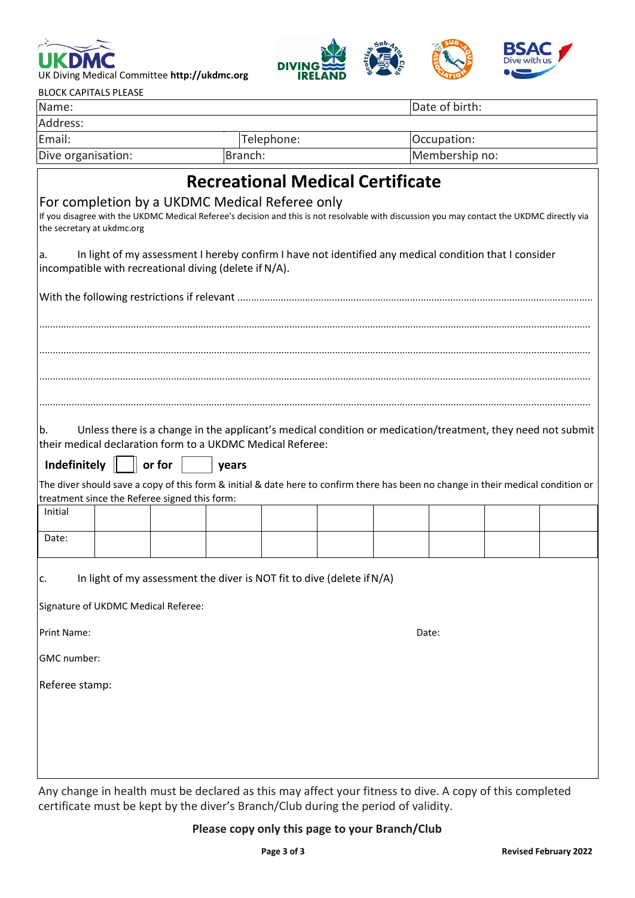UK Diving Medical Committee **http://ukdmc.org**

BLOCK CAPITALS PLEASE

| Name: | | Date of birth: |
|---|---|---|
| Address: | | |
| Email: | Telephone: | Occupation: |
| Dive organisation: | Branch: | Membership no: |

# Recreational Medical Certificate

## For completion by a UKDMC Medical Referee only

If you disagree with the UKDMC Medical Referee's decision and this is not resolvable with discussion you may contact the UKDMC directly via the secretary at ukdmc.org

a. In light of my assessment I hereby confirm I have not identified any medical condition that I consider incompatible with recreational diving (delete if N/A).

With the following restrictions if relevant ....................................................................................................................................

....................................................................................................................................................................................

....................................................................................................................................................................................

....................................................................................................................................................................................

....................................................................................................................................................................................

b. Unless there is a change in the applicant's medical condition or medication/treatment, they need not submit their medical declaration form to a UKDMC Medical Referee:

**Indefinitely** ☐ **or for** ______ **years**

The diver should save a copy of this form & initial & date here to confirm there has been no change in their medical condition or treatment since the Referee signed this form:

| Initial | | | | | | | | | |
|---|---|---|---|---|---|---|---|---|---|
| Date: | | | | | | | | | |

c. In light of my assessment the diver is NOT fit to dive (delete if N/A)

Signature of UKDMC Medical Referee:

Print Name: Date:

GMC number:

Referee stamp:

Any change in health must be declared as this may affect your fitness to dive. A copy of this completed certificate must be kept by the diver's Branch/Club during the period of validity.

**Please copy only this page to your Branch/Club**

**Revised February 2022**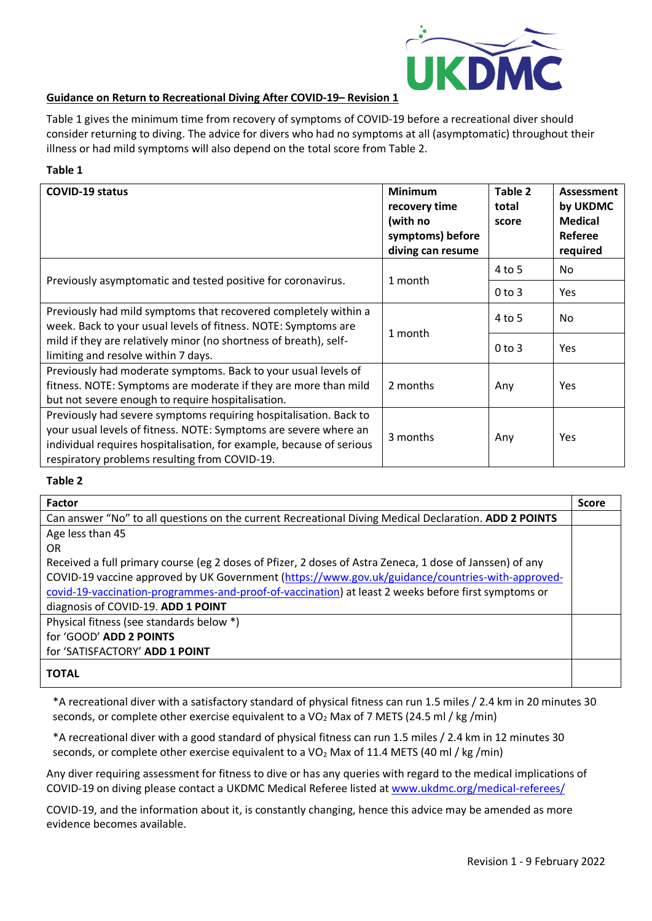**Guidance on Return to Recreational Diving After COVID-19– Revision 1**

Table 1 gives the minimum time from recovery of symptoms of COVID-19 before a recreational diver should consider returning to diving. The advice for divers who had no symptoms at all (asymptomatic) throughout their illness or had mild symptoms will also depend on the total score from Table 2.

**Table 1**

| COVID-19 status | Minimum recovery time (with no symptoms) before diving can resume | Table 2 total score | Assessment by UKDMC Medical Referee required |
|---|---|---|---|
| Previously asymptomatic and tested positive for coronavirus. | 1 month | 4 to 5 | No |
| | | 0 to 3 | Yes |
| Previously had mild symptoms that recovered completely within a week. Back to your usual levels of fitness. NOTE: Symptoms are mild if they are relatively minor (no shortness of breath), self-limiting and resolve within 7 days. | 1 month | 4 to 5 | No |
| | | 0 to 3 | Yes |
| Previously had moderate symptoms. Back to your usual levels of fitness. NOTE: Symptoms are moderate if they are more than mild but not severe enough to require hospitalisation. | 2 months | Any | Yes |
| Previously had severe symptoms requiring hospitalisation. Back to your usual levels of fitness. NOTE: Symptoms are severe where an individual requires hospitalisation, for example, because of serious respiratory problems resulting from COVID-19. | 3 months | Any | Yes |

**Table 2**

| Factor | Score |
|---|---|
| Can answer "No" to all questions on the current Recreational Diving Medical Declaration. **ADD 2 POINTS** | |
| Age less than 45<br>OR<br>Received a full primary course (eg 2 doses of Pfizer, 2 doses of Astra Zeneca, 1 dose of Janssen) of any COVID-19 vaccine approved by UK Government (https://www.gov.uk/guidance/countries-with-approved-covid-19-vaccination-programmes-and-proof-of-vaccination) at least 2 weeks before first symptoms or diagnosis of COVID-19. **ADD 1 POINT** | |
| Physical fitness (see standards below *)<br>for 'GOOD' **ADD 2 POINTS**<br>for 'SATISFACTORY' **ADD 1 POINT** | |
| **TOTAL** | |

*A recreational diver with a satisfactory standard of physical fitness can run 1.5 miles / 2.4 km in 20 minutes 30 seconds, or complete other exercise equivalent to a $VO_2$ Max of 7 METS (24.5 ml / kg /min)

*A recreational diver with a good standard of physical fitness can run 1.5 miles / 2.4 km in 12 minutes 30 seconds, or complete other exercise equivalent to a $VO_2$ Max of 11.4 METS (40 ml / kg /min)

Any diver requiring assessment for fitness to dive or has any queries with regard to the medical implications of COVID-19 on diving please contact a UKDMC Medical Referee listed at www.ukdmc.org/medical-referees/

COVID-19, and the information about it, is constantly changing, hence this advice may be amended as more evidence becomes available.

Revision 1 - 9 February 2022